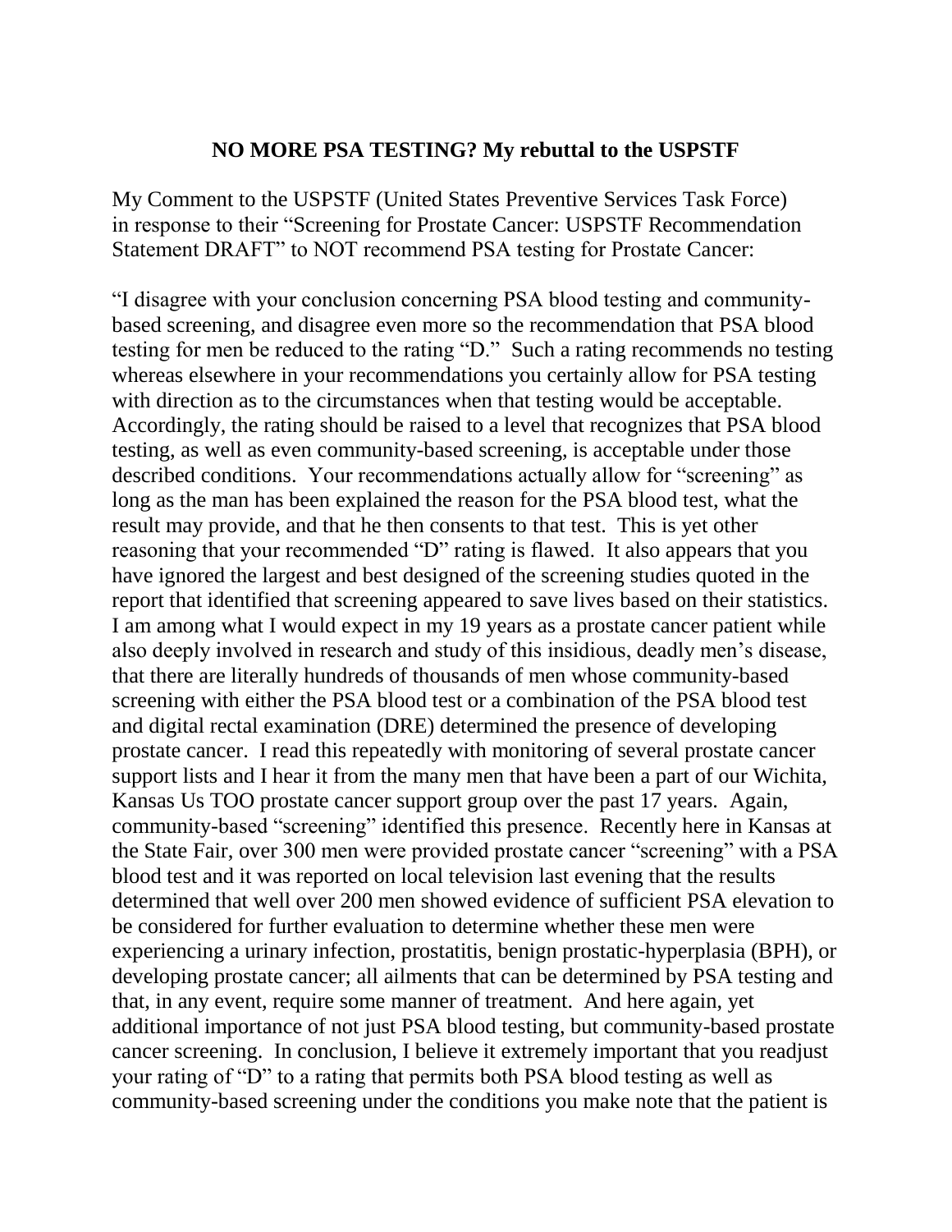# NO MORE PSA TESTING? My rebuttal to the USPSTF

My Comment to the USPSTF (United States Preventive Services Task Force) in response to their "Screening for Prostate Cancer: USPSTF Recommendation Statement DRAFT" to NOT recommend PSA testing for Prostate Cancer:

"I disagree with your conclusion concerning PSA blood testing and community-based screening, and disagree even more so the recommendation that PSA blood testing for men be reduced to the rating "D." Such a rating recommends no testing whereas elsewhere in your recommendations you certainly allow for PSA testing with direction as to the circumstances when that testing would be acceptable. Accordingly, the rating should be raised to a level that recognizes that PSA blood testing, as well as even community-based screening, is acceptable under those described conditions. Your recommendations actually allow for "screening" as long as the man has been explained the reason for the PSA blood test, what the result may provide, and that he then consents to that test. This is yet other reasoning that your recommended "D" rating is flawed. It also appears that you have ignored the largest and best designed of the screening studies quoted in the report that identified that screening appeared to save lives based on their statistics. I am among what I would expect in my 19 years as a prostate cancer patient while also deeply involved in research and study of this insidious, deadly men's disease, that there are literally hundreds of thousands of men whose community-based screening with either the PSA blood test or a combination of the PSA blood test and digital rectal examination (DRE) determined the presence of developing prostate cancer. I read this repeatedly with monitoring of several prostate cancer support lists and I hear it from the many men that have been a part of our Wichita, Kansas Us TOO prostate cancer support group over the past 17 years. Again, community-based "screening" identified this presence. Recently here in Kansas at the State Fair, over 300 men were provided prostate cancer "screening" with a PSA blood test and it was reported on local television last evening that the results determined that well over 200 men showed evidence of sufficient PSA elevation to be considered for further evaluation to determine whether these men were experiencing a urinary infection, prostatitis, benign prostatic-hyperplasia (BPH), or developing prostate cancer; all ailments that can be determined by PSA testing and that, in any event, require some manner of treatment. And here again, yet additional importance of not just PSA blood testing, but community-based prostate cancer screening. In conclusion, I believe it extremely important that you readjust your rating of "D" to a rating that permits both PSA blood testing as well as community-based screening under the conditions you make note that the patient is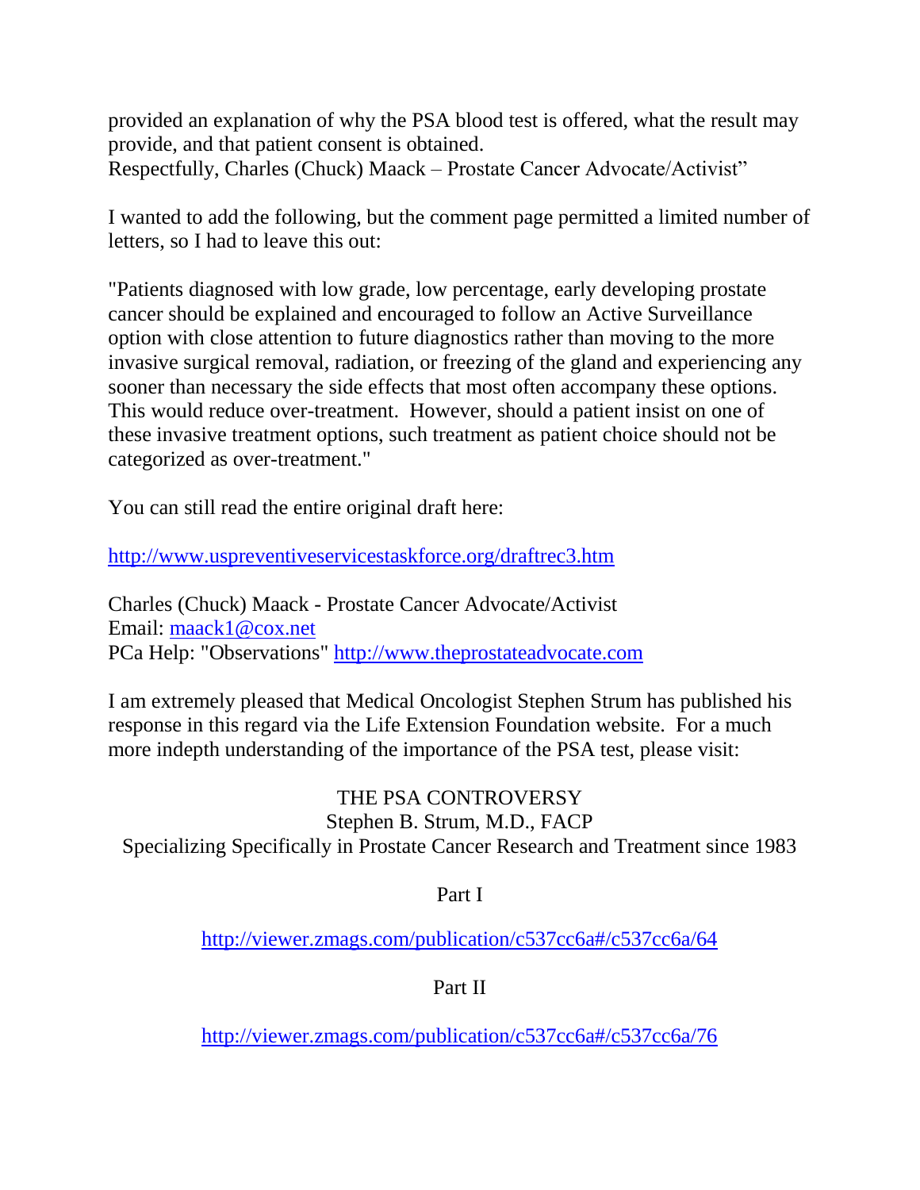provided an explanation of why the PSA blood test is offered, what the result may provide, and that patient consent is obtained.
Respectfully, Charles (Chuck) Maack – Prostate Cancer Advocate/Activist"

I wanted to add the following, but the comment page permitted a limited number of letters, so I had to leave this out:

"Patients diagnosed with low grade, low percentage, early developing prostate cancer should be explained and encouraged to follow an Active Surveillance option with close attention to future diagnostics rather than moving to the more invasive surgical removal, radiation, or freezing of the gland and experiencing any sooner than necessary the side effects that most often accompany these options. This would reduce over-treatment. However, should a patient insist on one of these invasive treatment options, such treatment as patient choice should not be categorized as over-treatment."

You can still read the entire original draft here:

http://www.uspreventiveservicestaskforce.org/draftrec3.htm

Charles (Chuck) Maack - Prostate Cancer Advocate/Activist
Email: maack1@cox.net
PCa Help: "Observations" http://www.theprostateadvocate.com

I am extremely pleased that Medical Oncologist Stephen Strum has published his response in this regard via the Life Extension Foundation website. For a much more indepth understanding of the importance of the PSA test, please visit:

THE PSA CONTROVERSY
Stephen B. Strum, M.D., FACP
Specializing Specifically in Prostate Cancer Research and Treatment since 1983

Part I

http://viewer.zmags.com/publication/c537cc6a#/c537cc6a/64

Part II

http://viewer.zmags.com/publication/c537cc6a#/c537cc6a/76